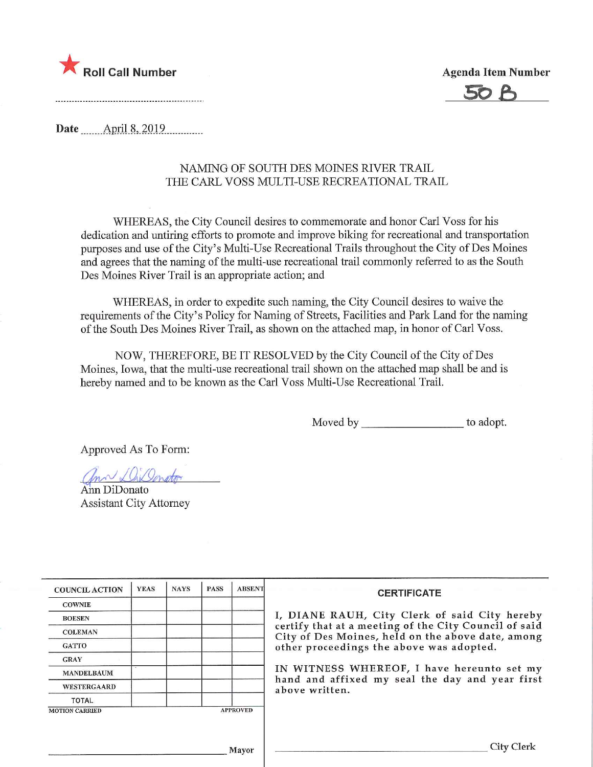★ **Roll Call Number**

..........................................................

**Agenda Item Number**

50 B

**Date** April 8, 2019

NAMING OF SOUTH DES MOINES RIVER TRAIL
THE CARL VOSS MULTI-USE RECREATIONAL TRAIL

WHEREAS, the City Council desires to commemorate and honor Carl Voss for his dedication and untiring efforts to promote and improve biking for recreational and transportation purposes and use of the City's Multi-Use Recreational Trails throughout the City of Des Moines and agrees that the naming of the multi-use recreational trail commonly referred to as the South Des Moines River Trail is an appropriate action; and

WHEREAS, in order to expedite such naming, the City Council desires to waive the requirements of the City's Policy for Naming of Streets, Facilities and Park Land for the naming of the South Des Moines River Trail, as shown on the attached map, in honor of Carl Voss.

NOW, THEREFORE, BE IT RESOLVED by the City Council of the City of Des Moines, Iowa, that the multi-use recreational trail shown on the attached map shall be and is hereby named and to be known as the Carl Voss Multi-Use Recreational Trail.

Moved by ________________ to adopt.

Approved As To Form:

Ann DiDonato
Ann DiDonato
Assistant City Attorney

| COUNCIL ACTION | YEAS | NAYS | PASS | ABSENT |
|---|---|---|---|---|
| COWNIE | | | | |
| BOESEN | | | | |
| COLEMAN | | | | |
| GATTO | | | | |
| GRAY | | | | |
| MANDELBAUM | | | | |
| WESTERGAARD | | | | |
| TOTAL | | | | |

MOTION CARRIED APPROVED

________________________________ Mayor

**CERTIFICATE**

I, DIANE RAUH, City Clerk of said City hereby certify that at a meeting of the City Council of said City of Des Moines, held on the above date, among other proceedings the above was adopted.

IN WITNESS WHEREOF, I have hereunto set my hand and affixed my seal the day and year first above written.

________________________________ City Clerk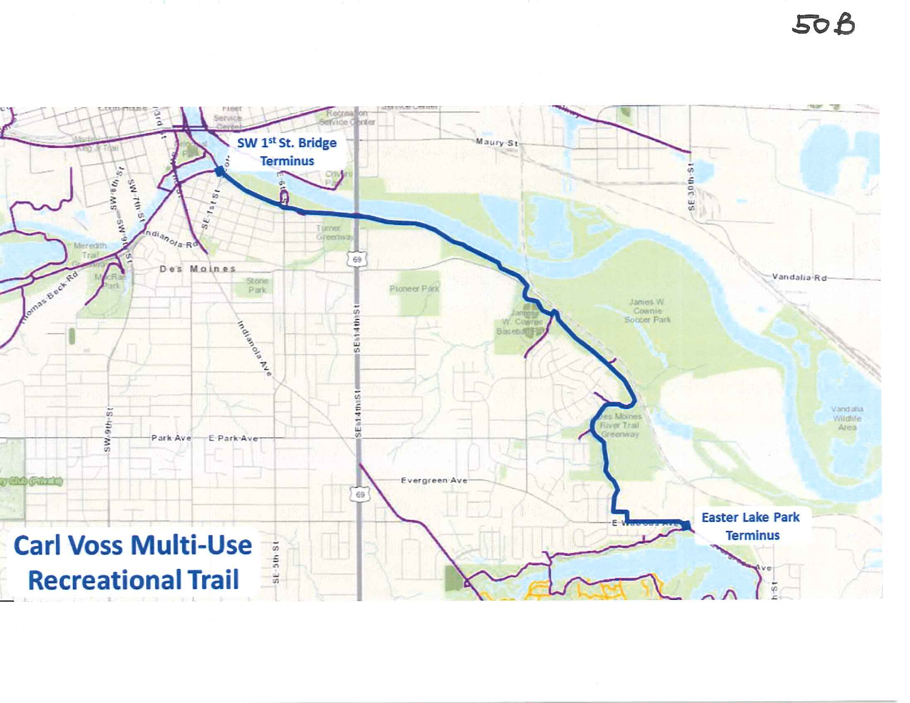50B

# Carl Voss Multi-Use Recreational Trail

SW 1st St. Bridge Terminus

Easter Lake Park Terminus